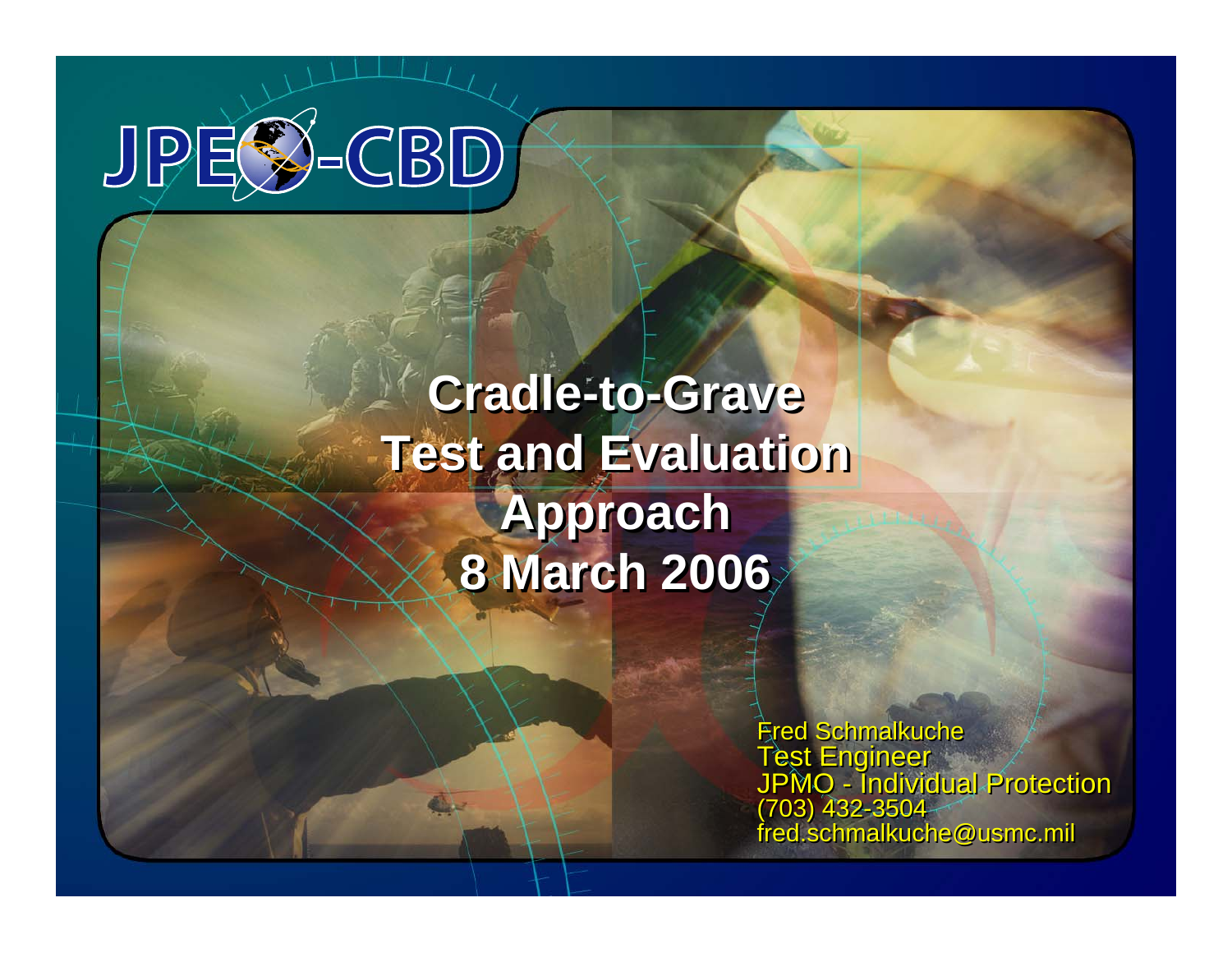JPEO-CBD

# Cradle-to-Grave Test and Evaluation Approach

## 8 March 2006

Fred Schmalkuche
Test Engineer
JPMO - Individual Protection
(703) 432-3504
fred.schmalkuche@usmc.mil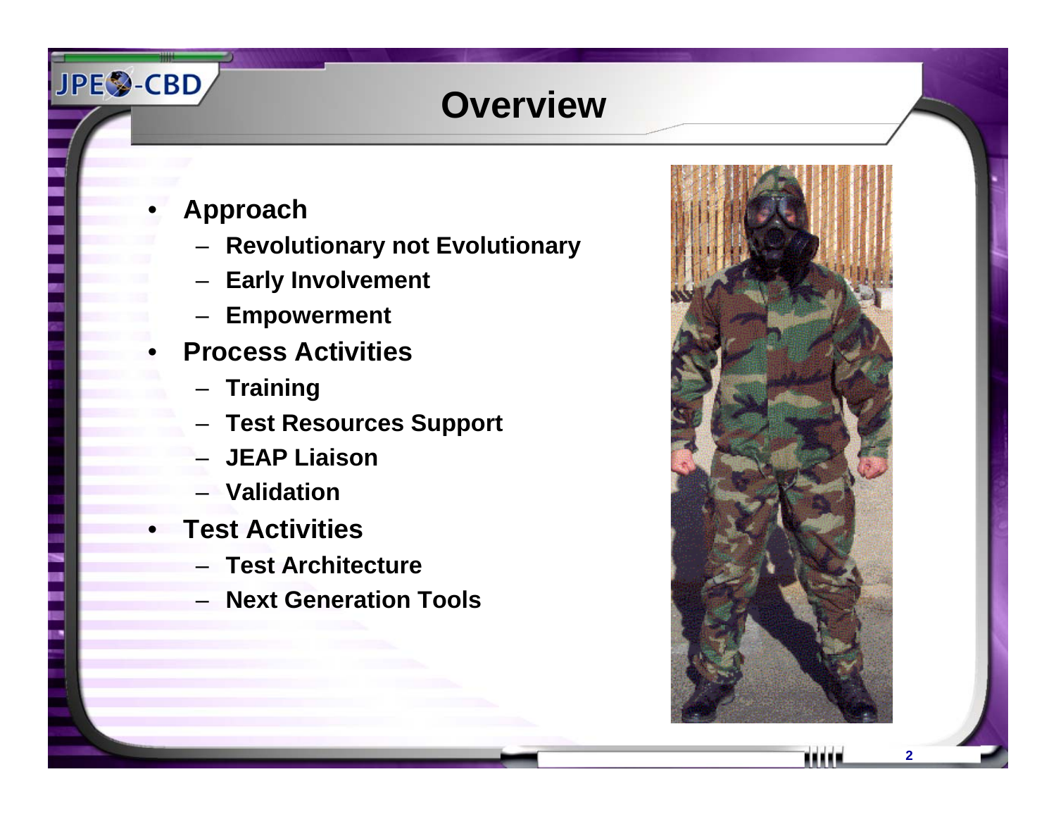# Overview

- Approach
  - Revolutionary not Evolutionary
  - Early Involvement
  - Empowerment
- Process Activities
  - Training
  - Test Resources Support
  - JEAP Liaison
  - Validation
- Test Activities
  - Test Architecture
  - Next Generation Tools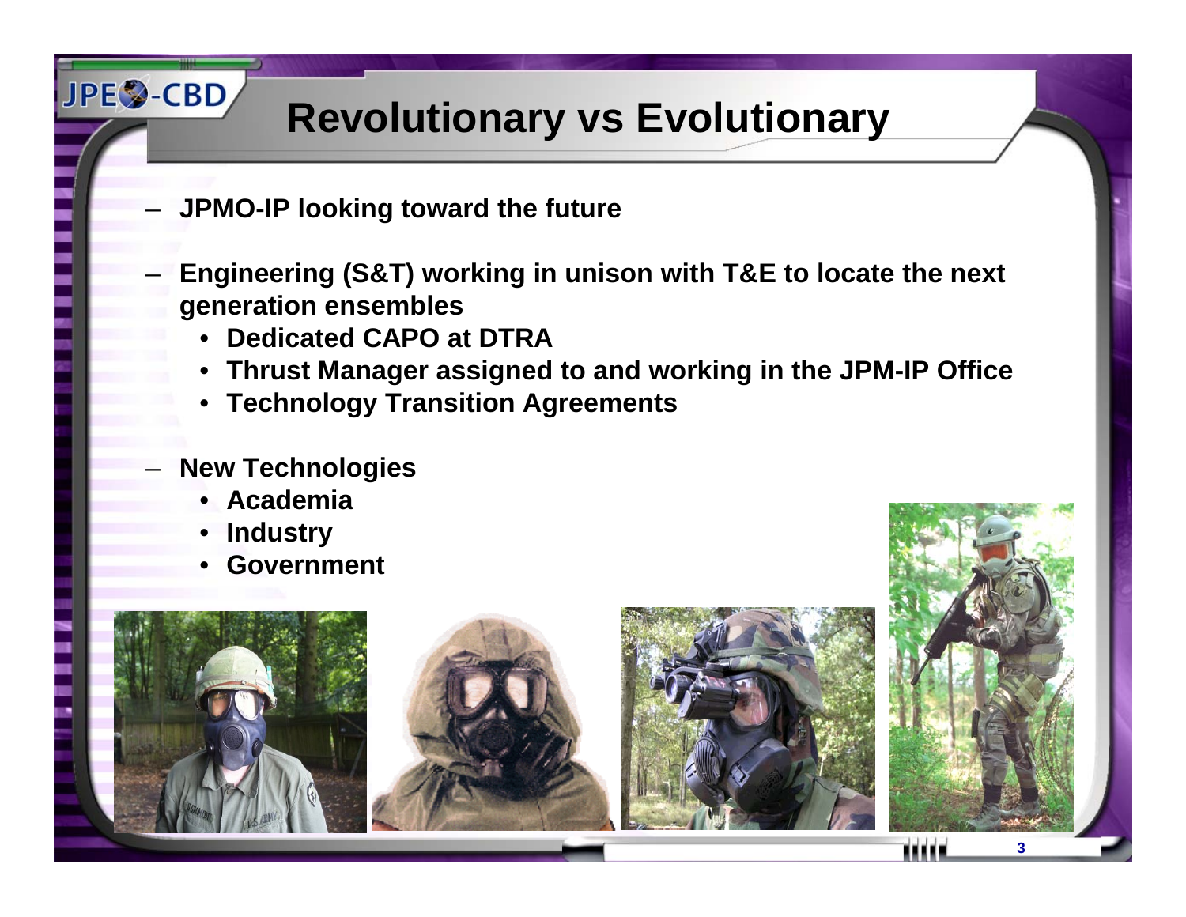# Revolutionary vs Evolutionary

- **JPMO-IP looking toward the future**
- **Engineering (S&T) working in unison with T&E to locate the next generation ensembles**
  - **Dedicated CAPO at DTRA**
  - **Thrust Manager assigned to and working in the JPM-IP Office**
  - **Technology Transition Agreements**
- **New Technologies**
  - **Academia**
  - **Industry**
  - **Government**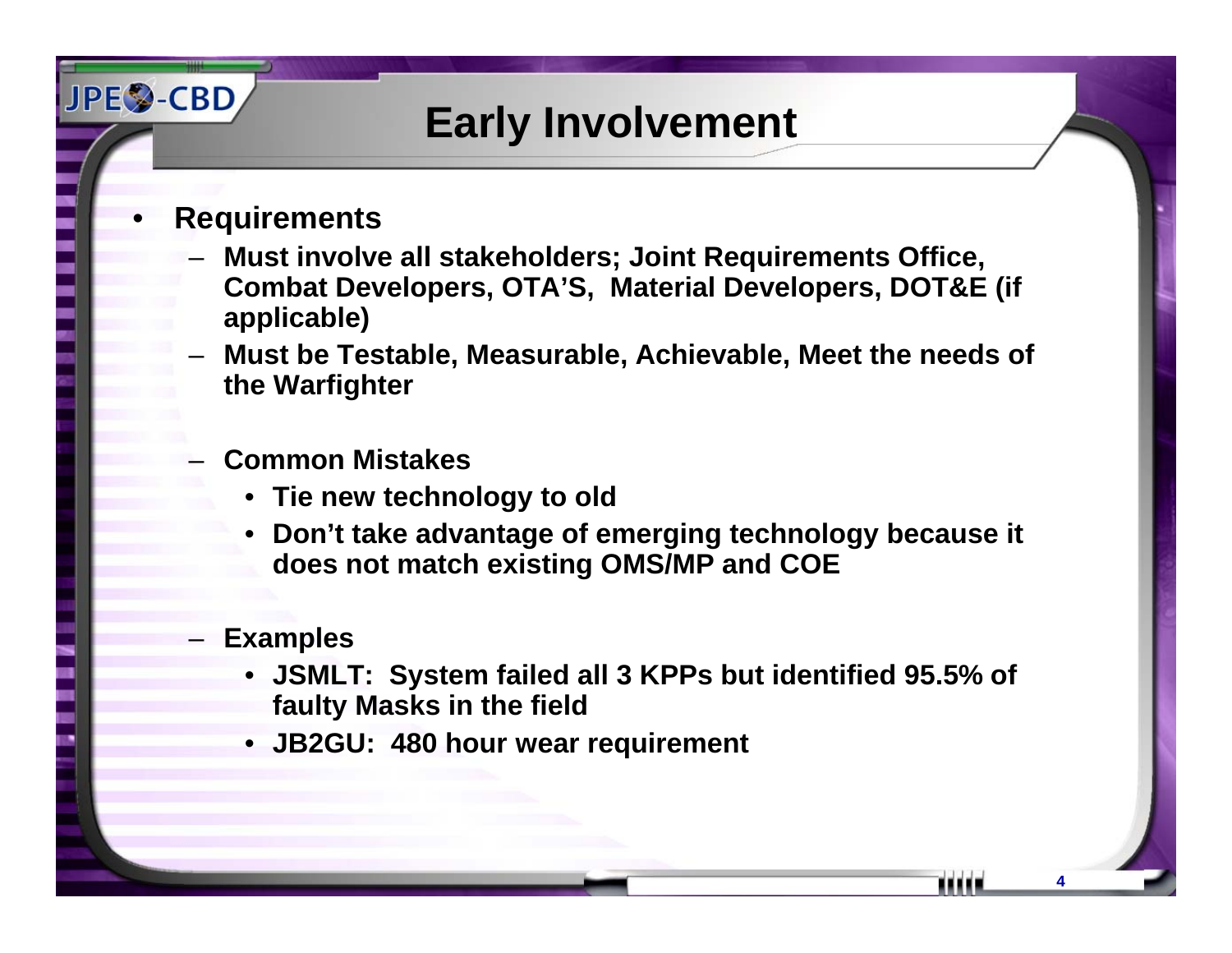# Early Involvement

- **Requirements**
  - **Must involve all stakeholders; Joint Requirements Office, Combat Developers, OTA'S, Material Developers, DOT&E (if applicable)**
  - **Must be Testable, Measurable, Achievable, Meet the needs of the Warfighter**
  - **Common Mistakes**
    - **Tie new technology to old**
    - **Don't take advantage of emerging technology because it does not match existing OMS/MP and COE**
  - **Examples**
    - **JSMLT: System failed all 3 KPPs but identified 95.5% of faulty Masks in the field**
    - **JB2GU: 480 hour wear requirement**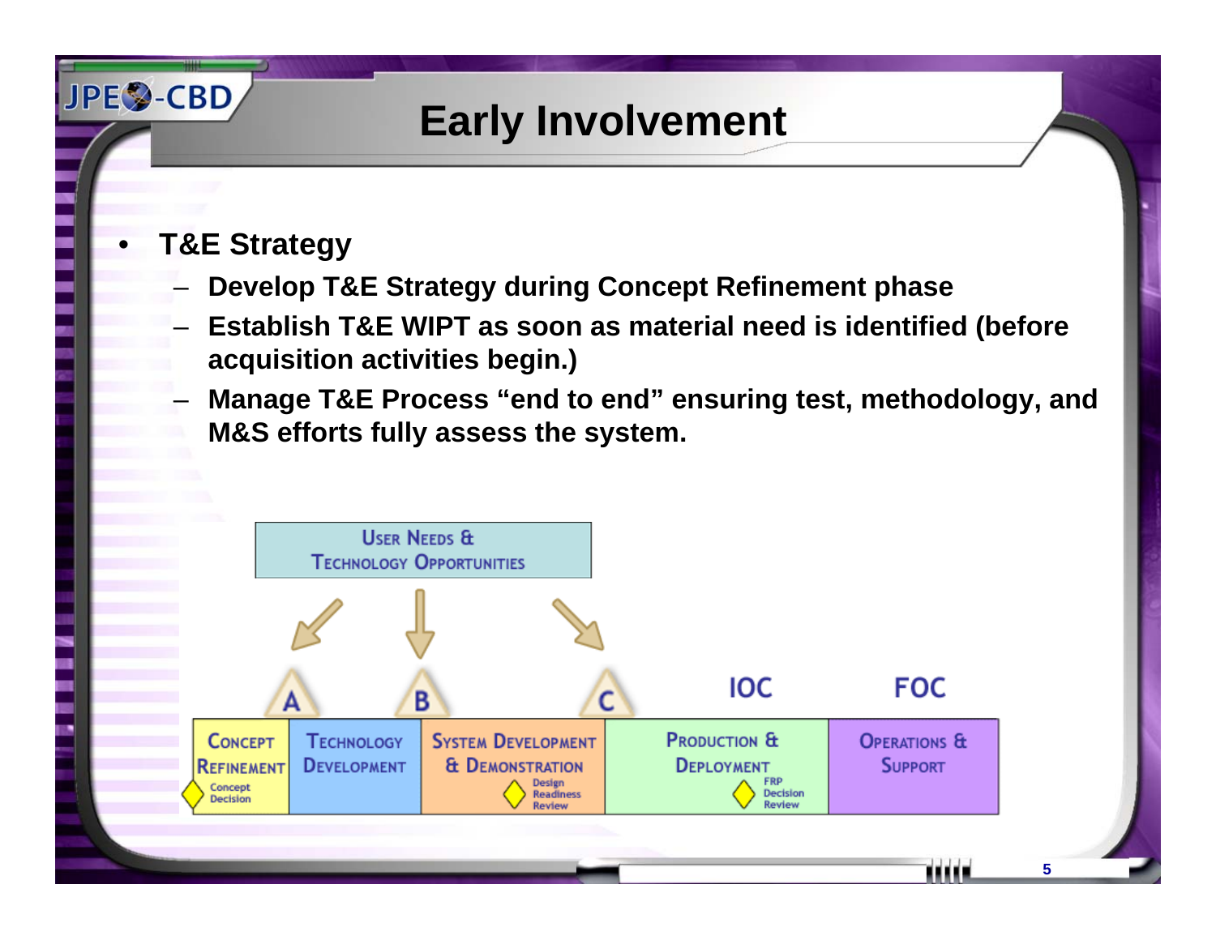# Early Involvement

- **T&E Strategy**
  - **Develop T&E Strategy during Concept Refinement phase**
  - **Establish T&E WIPT as soon as material need is identified (before acquisition activities begin.)**
  - **Manage T&E Process "end to end" ensuring test, methodology, and M&S efforts fully assess the system.**

User Needs & Technology Opportunities

| A | | B | C | IOC | FOC |
|---|---|---|---|---|---|
| Concept Refinement | Technology Development | System Development & Demonstration | | Production & Deployment | Operations & Support |
| Concept Decision | | Design Readiness Review | | FRP Decision Review | |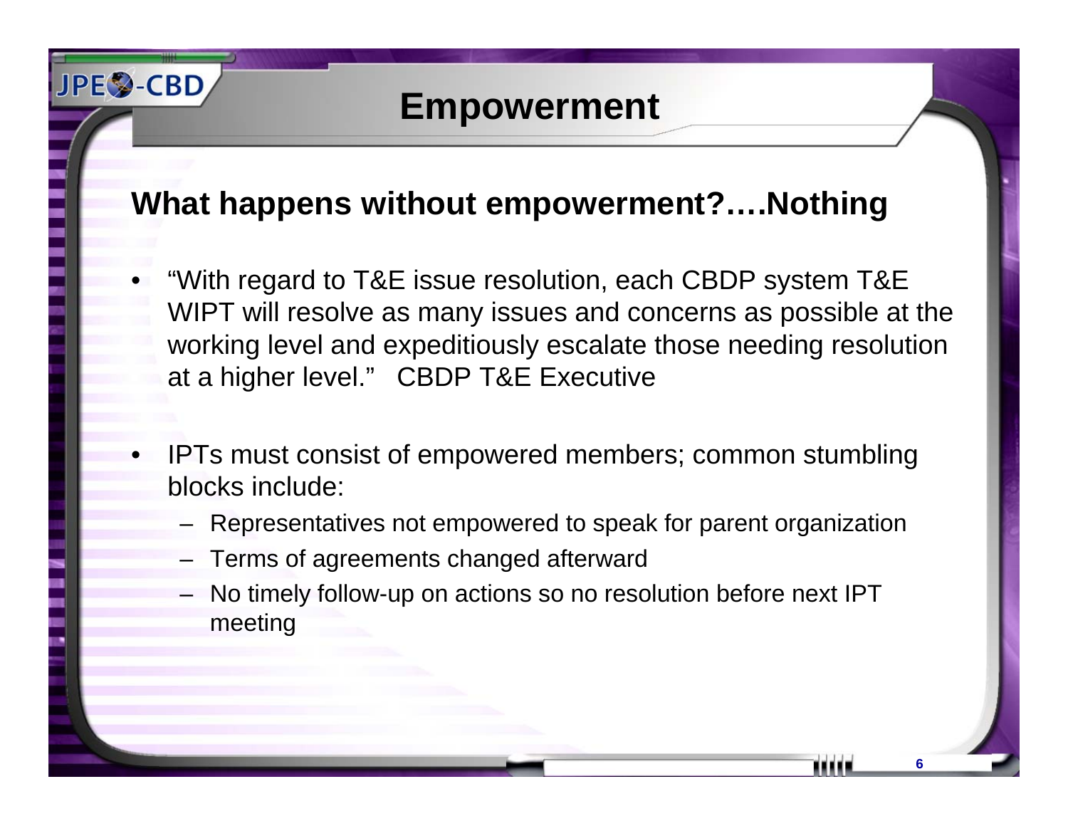# Empowerment

## What happens without empowerment?….Nothing

- "With regard to T&E issue resolution, each CBDP system T&E WIPT will resolve as many issues and concerns as possible at the working level and expeditiously escalate those needing resolution at a higher level." CBDP T&E Executive

- IPTs must consist of empowered members; common stumbling blocks include:
  - Representatives not empowered to speak for parent organization
  - Terms of agreements changed afterward
  - No timely follow-up on actions so no resolution before next IPT meeting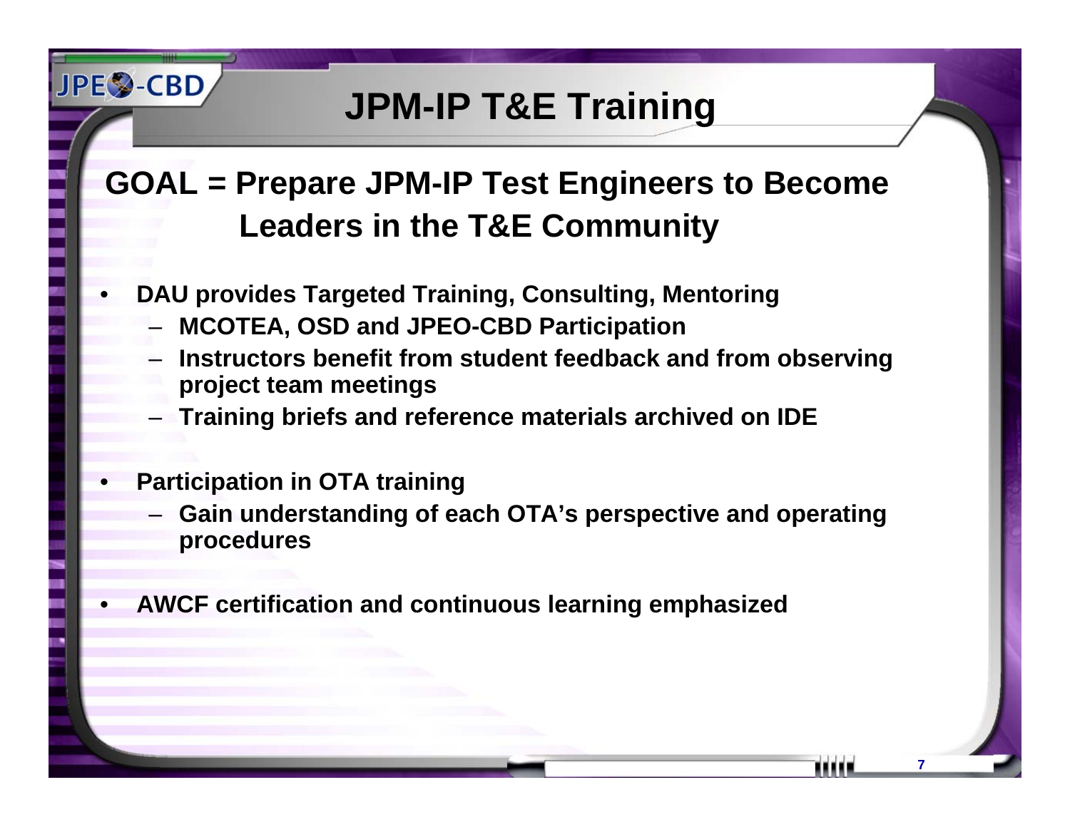# JPM-IP T&E Training

## GOAL = Prepare JPM-IP Test Engineers to Become Leaders in the T&E Community

- **DAU provides Targeted Training, Consulting, Mentoring**
  - **MCOTEA, OSD and JPEO-CBD Participation**
  - **Instructors benefit from student feedback and from observing project team meetings**
  - **Training briefs and reference materials archived on IDE**
- **Participation in OTA training**
  - **Gain understanding of each OTA's perspective and operating procedures**
- **AWCF certification and continuous learning emphasized**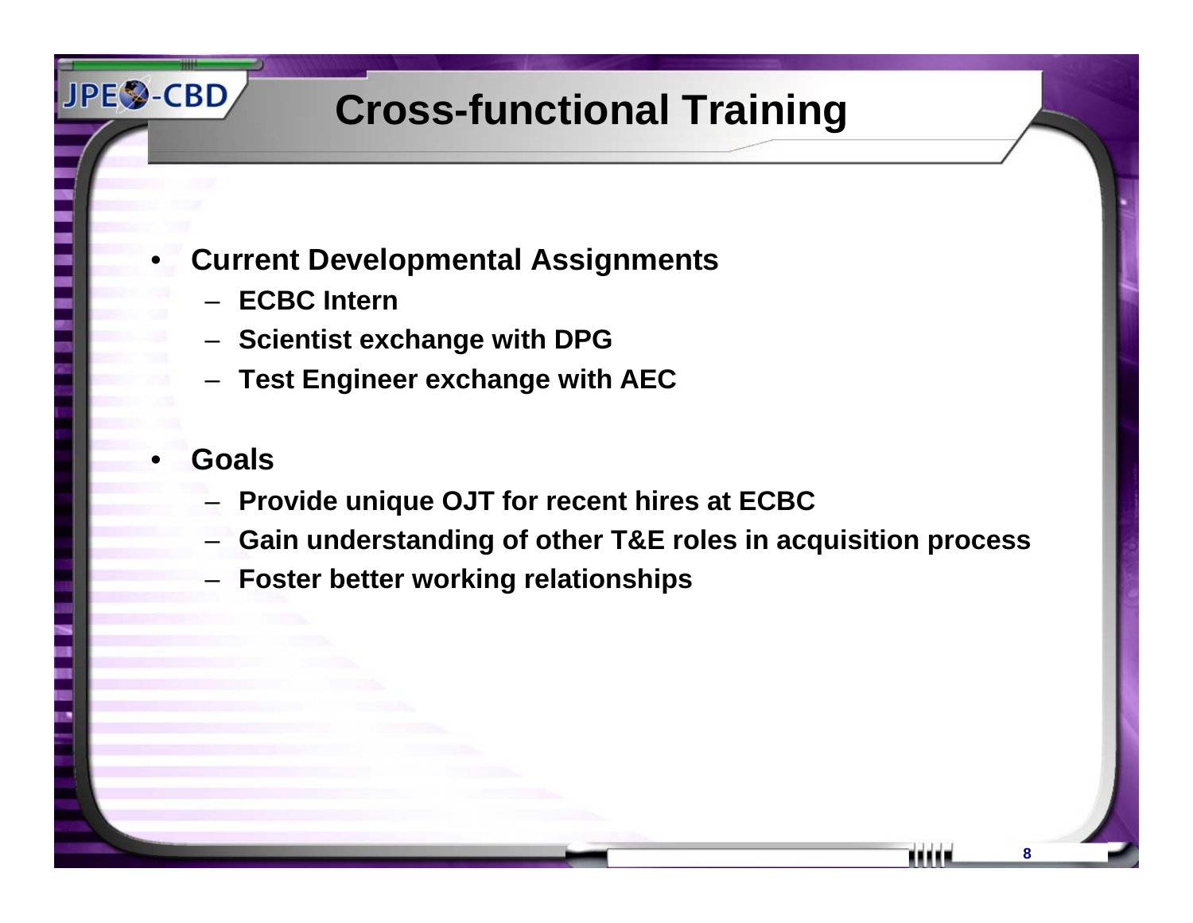# Cross-functional Training

- **Current Developmental Assignments**
  - **ECBC Intern**
  - **Scientist exchange with DPG**
  - **Test Engineer exchange with AEC**

- **Goals**
  - **Provide unique OJT for recent hires at ECBC**
  - **Gain understanding of other T&E roles in acquisition process**
  - **Foster better working relationships**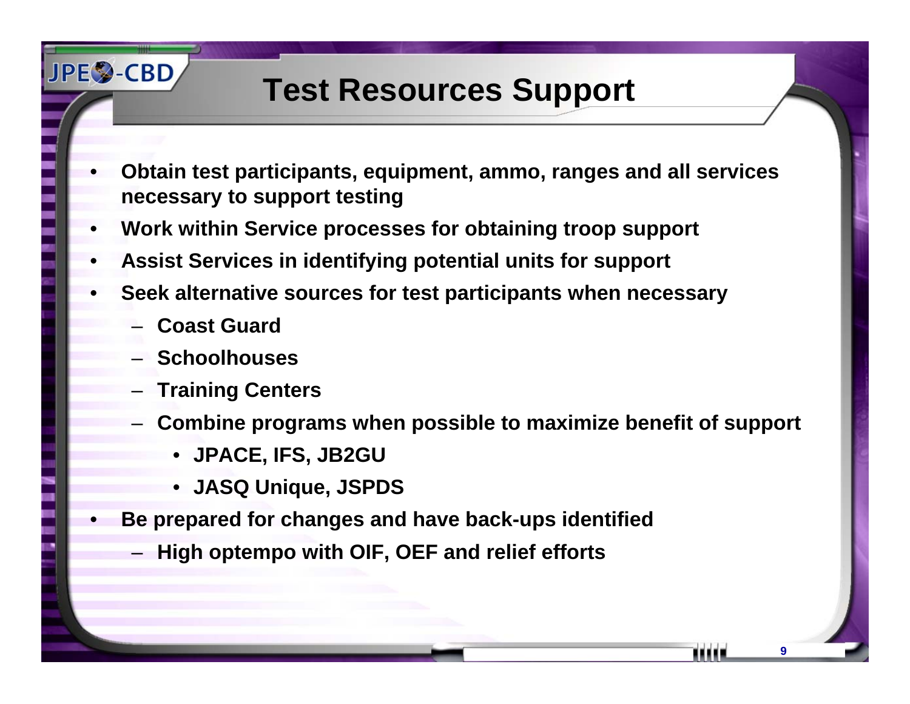# Test Resources Support

- **Obtain test participants, equipment, ammo, ranges and all services necessary to support testing**
- **Work within Service processes for obtaining troop support**
- **Assist Services in identifying potential units for support**
- **Seek alternative sources for test participants when necessary**
  - **Coast Guard**
  - **Schoolhouses**
  - **Training Centers**
  - **Combine programs when possible to maximize benefit of support**
    - **JPACE, IFS, JB2GU**
    - **JASQ Unique, JSPDS**
- **Be prepared for changes and have back-ups identified**
  - **High optempo with OIF, OEF and relief efforts**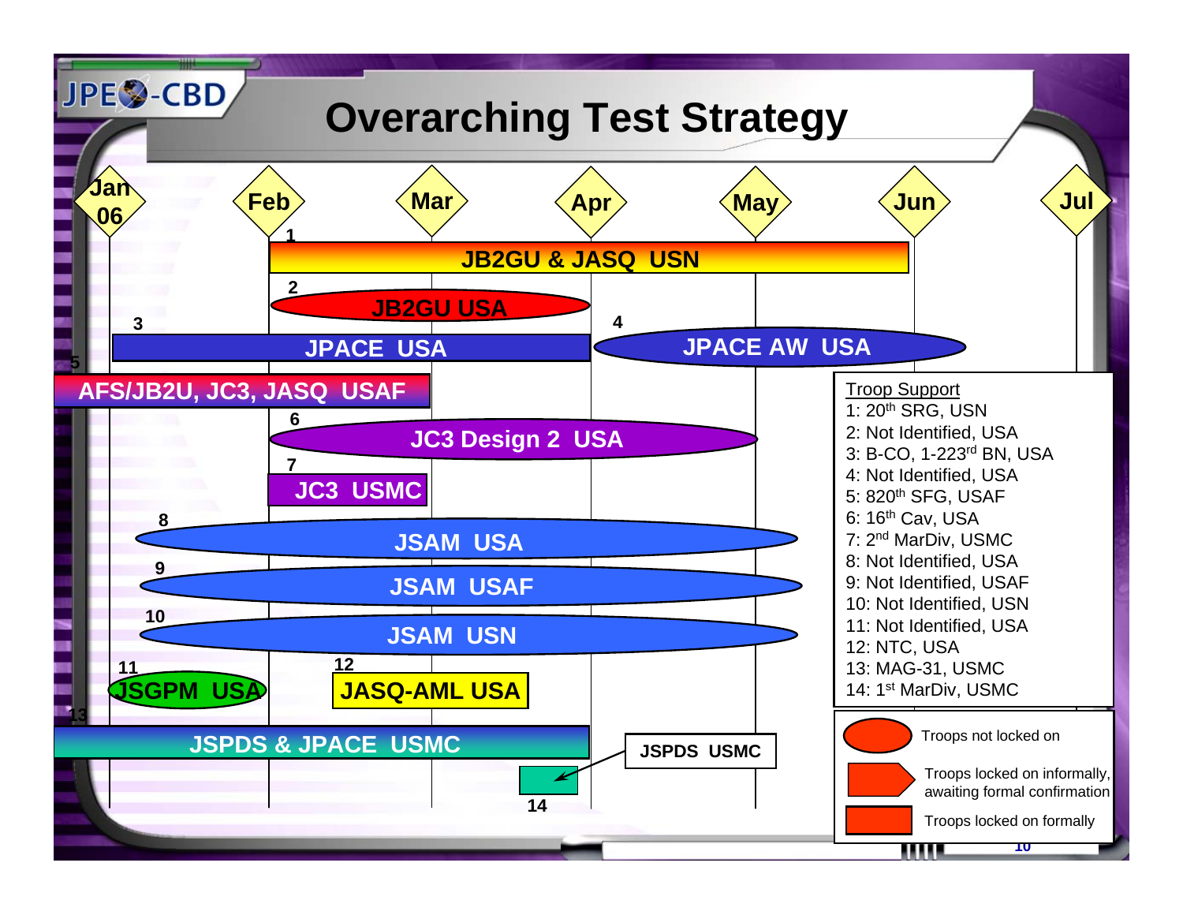# Overarching Test Strategy

Jan 06 | Feb | Mar | Apr | May | Jun | Jul

1. JB2GU & JASQ USN
2. JB2GU USA
3. JPACE USA
4. JPACE AW USA
5. AFS/JB2U, JC3, JASQ USAF
6. JC3 Design 2 USA
7. JC3 USMC
8. JSAM USA
9. JSAM USAF
10. JSAM USN
11. JSGPM USA
12. JASQ-AML USA
13. JSPDS & JPACE USMC
14. JSPDS USMC

**Troop Support**

1: 20th SRG, USN
2: Not Identified, USA
3: B-CO, 1-223rd BN, USA
4: Not Identified, USA
5: 820th SFG, USAF
6: 16th Cav, USA
7: 2nd MarDiv, USMC
8: Not Identified, USA
9: Not Identified, USAF
10: Not Identified, USN
11: Not Identified, USA
12: NTC, USA
13: MAG-31, USMC
14: 1st MarDiv, USMC

- Troops not locked on
- Troops locked on informally, awaiting formal confirmation
- Troops locked on formally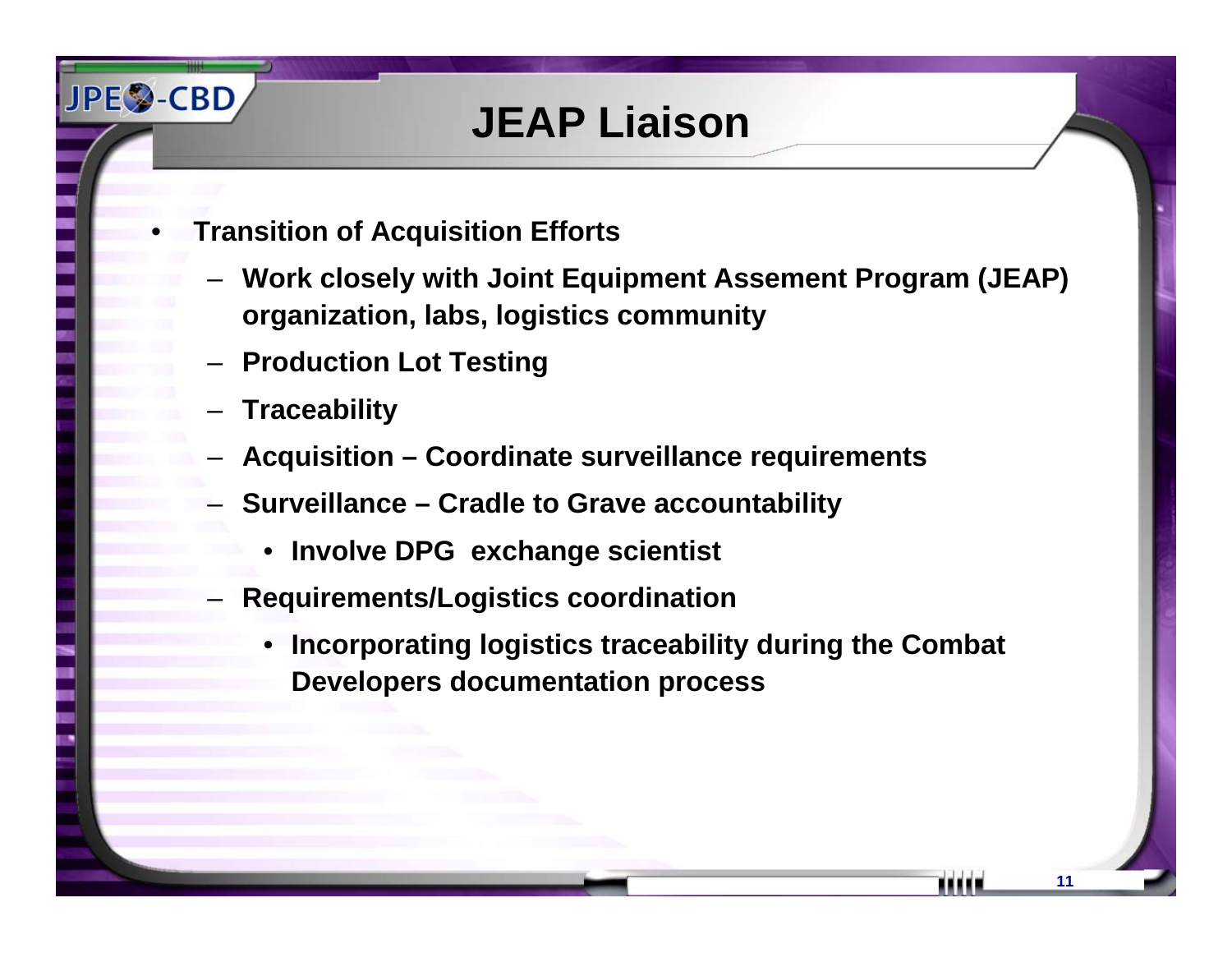# JEAP Liaison

- **Transition of Acquisition Efforts**
  - **Work closely with Joint Equipment Assement Program (JEAP) organization, labs, logistics community**
  - **Production Lot Testing**
  - **Traceability**
  - **Acquisition – Coordinate surveillance requirements**
  - **Surveillance – Cradle to Grave accountability**
    - **Involve DPG exchange scientist**
  - **Requirements/Logistics coordination**
    - **Incorporating logistics traceability during the Combat Developers documentation process**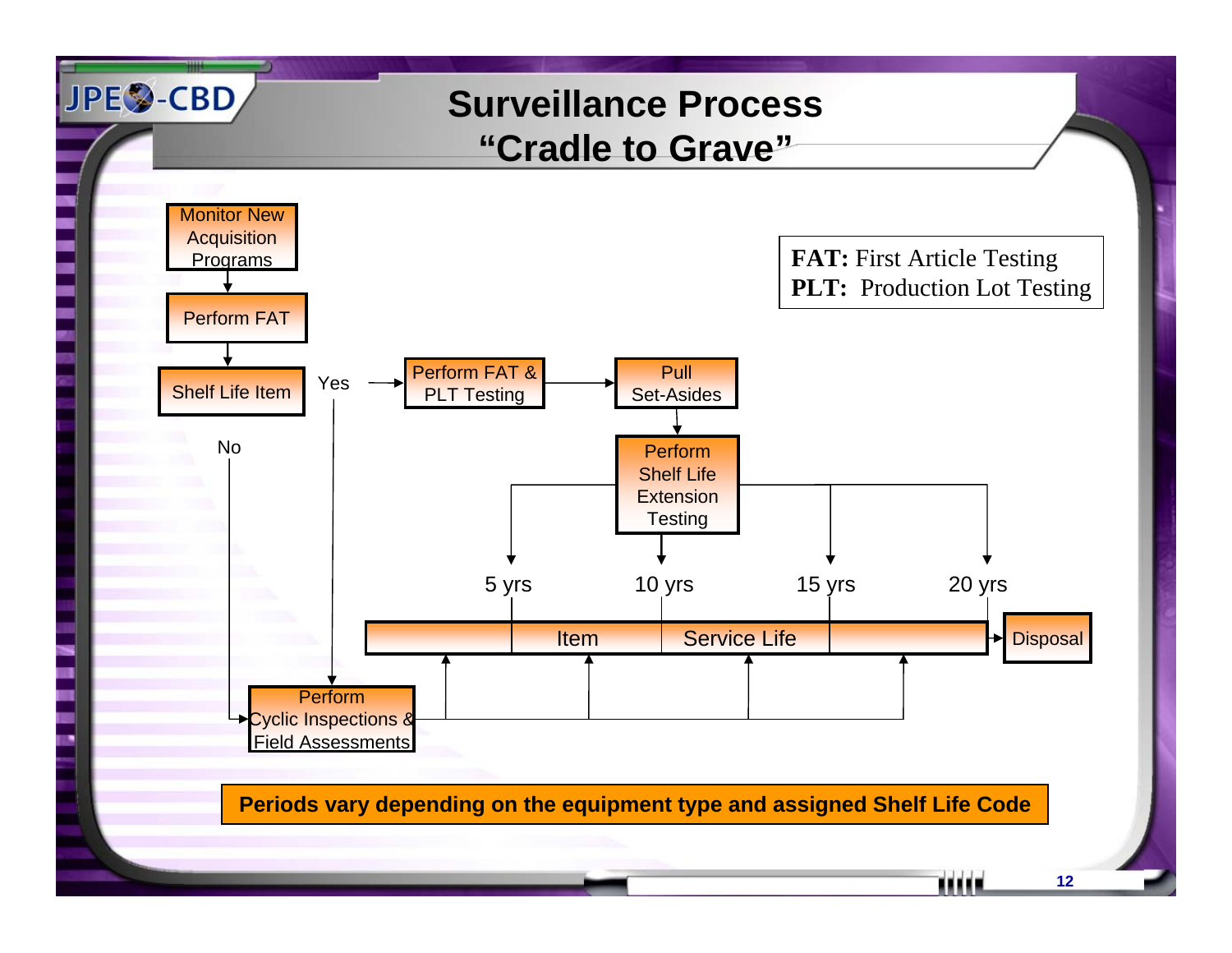# Surveillance Process "Cradle to Grave"

**FAT:** First Article Testing
**PLT:** Production Lot Testing

Monitor New Acquisition Programs

Perform FAT

Shelf Life Item

Yes

Perform FAT & PLT Testing

Pull Set-Asides

Perform Shelf Life Extension Testing

No

5 yrs

10 yrs

15 yrs

20 yrs

Item Service Life

Disposal

Perform Cyclic Inspections & Field Assessments

**Periods vary depending on the equipment type and assigned Shelf Life Code**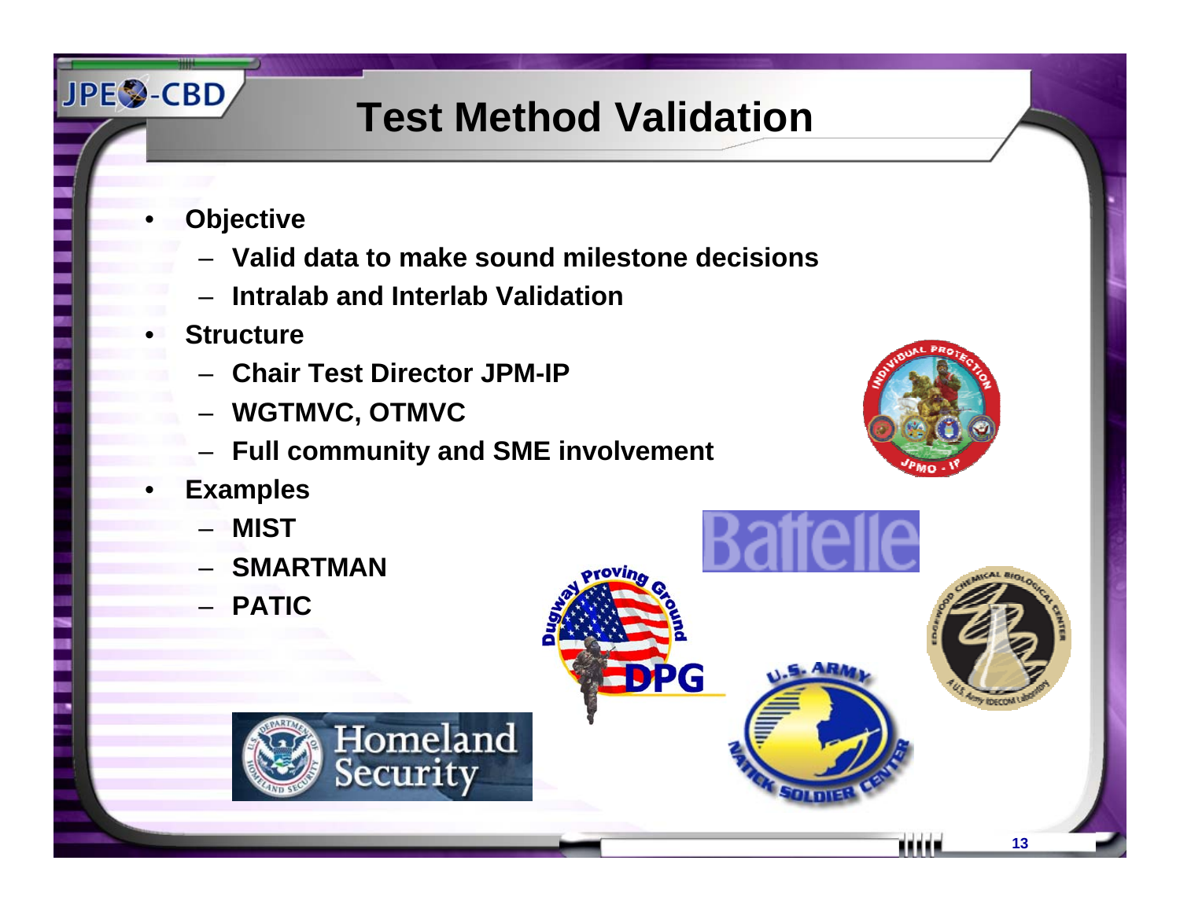# Test Method Validation

- **Objective**
  - **Valid data to make sound milestone decisions**
  - **Intralab and Interlab Validation**
- **Structure**
  - **Chair Test Director JPM-IP**
  - **WGTMVC, OTMVC**
  - **Full community and SME involvement**
- **Examples**
  - **MIST**
  - **SMARTMAN**
  - **PATIC**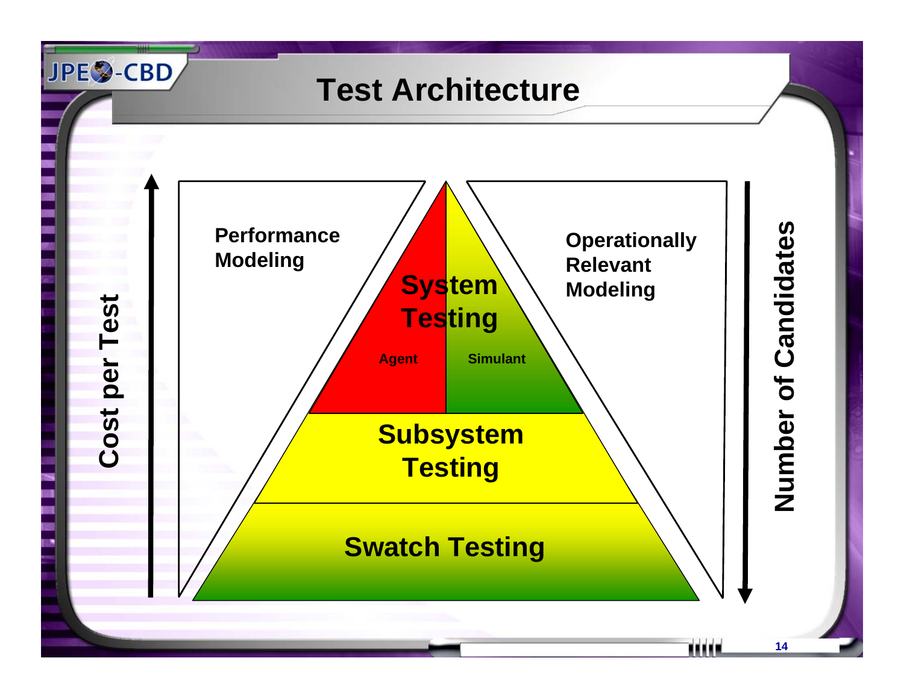# Test Architecture

Cost per Test

Performance Modeling

System Testing

Agent

Simulant

Subsystem Testing

Swatch Testing

Operationally Relevant Modeling

Number of Candidates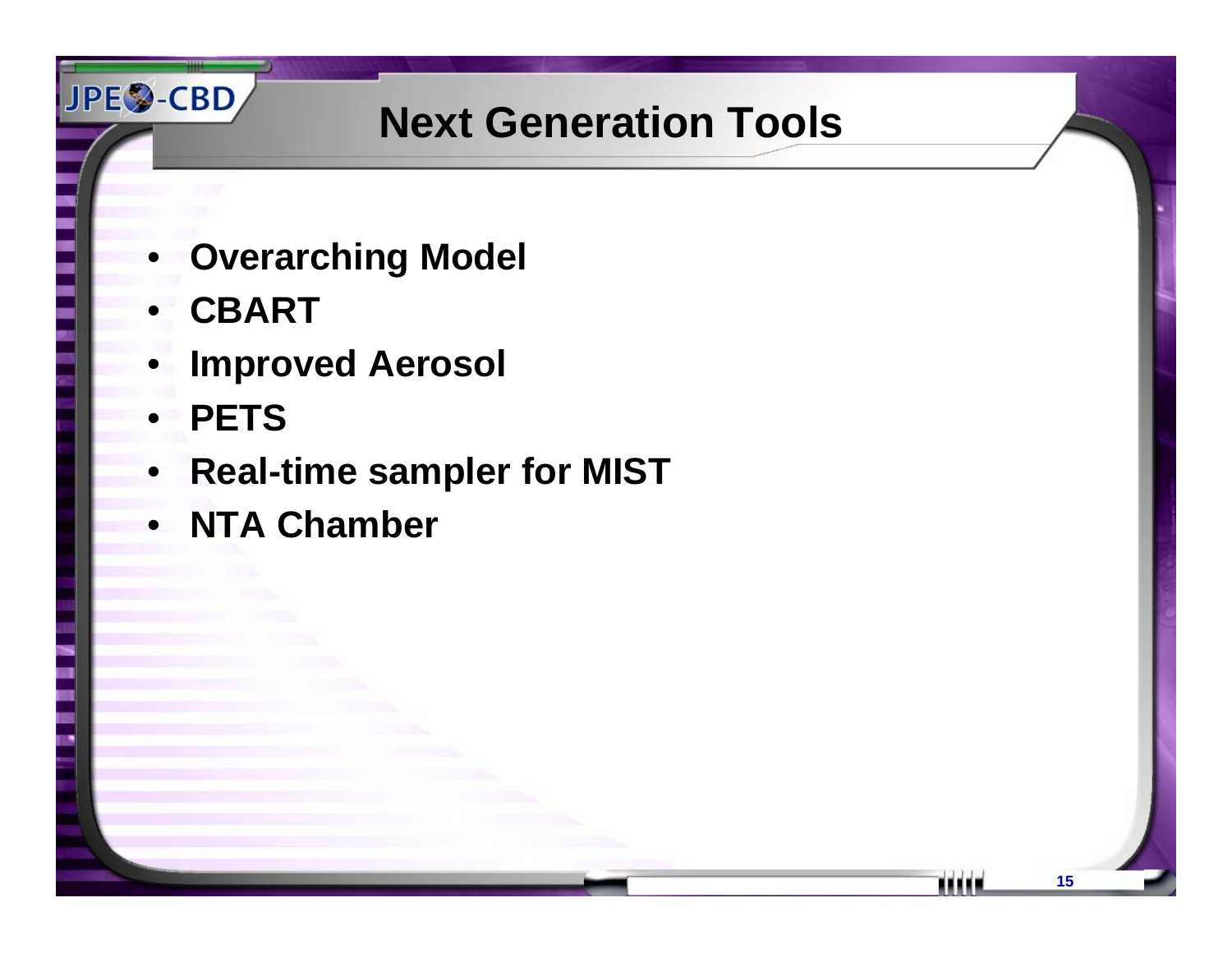# Next Generation Tools

- **Overarching Model**
- **CBART**
- **Improved Aerosol**
- **PETS**
- **Real-time sampler for MIST**
- **NTA Chamber**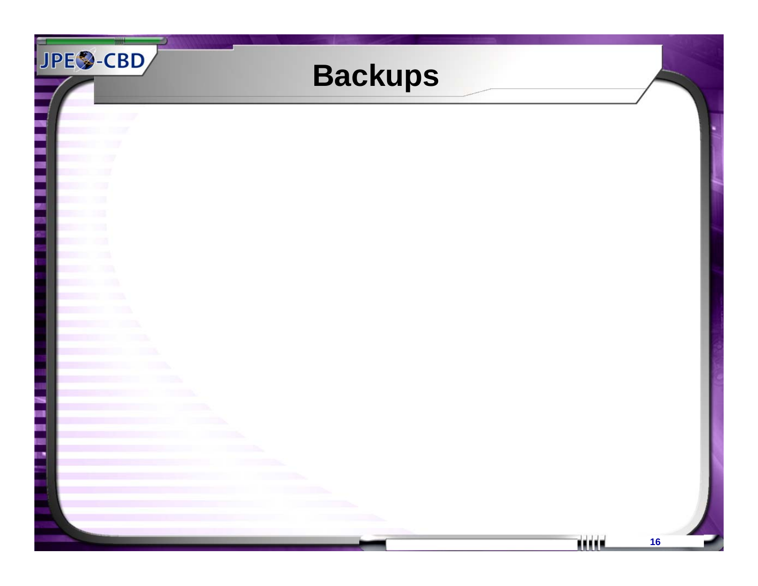# Backups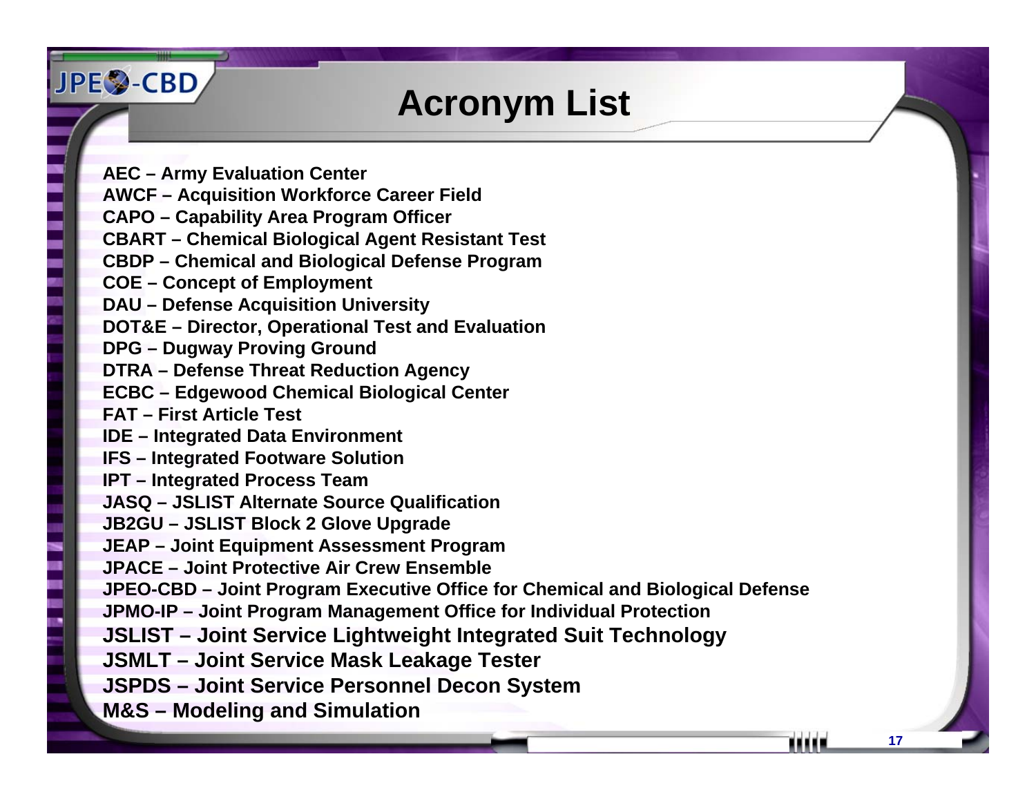# Acronym List

**AEC – Army Evaluation Center**
**AWCF – Acquisition Workforce Career Field**
**CAPO – Capability Area Program Officer**
**CBART – Chemical Biological Agent Resistant Test**
**CBDP – Chemical and Biological Defense Program**
**COE – Concept of Employment**
**DAU – Defense Acquisition University**
**DOT&E – Director, Operational Test and Evaluation**
**DPG – Dugway Proving Ground**
**DTRA – Defense Threat Reduction Agency**
**ECBC – Edgewood Chemical Biological Center**
**FAT – First Article Test**
**IDE – Integrated Data Environment**
**IFS – Integrated Footware Solution**
**IPT – Integrated Process Team**
**JASQ – JSLIST Alternate Source Qualification**
**JB2GU – JSLIST Block 2 Glove Upgrade**
**JEAP – Joint Equipment Assessment Program**
**JPACE – Joint Protective Air Crew Ensemble**
**JPEO-CBD – Joint Program Executive Office for Chemical and Biological Defense**
**JPMO-IP – Joint Program Management Office for Individual Protection**
**JSLIST – Joint Service Lightweight Integrated Suit Technology**
**JSMLT – Joint Service Mask Leakage Tester**
**JSPDS – Joint Service Personnel Decon System**
**M&S – Modeling and Simulation**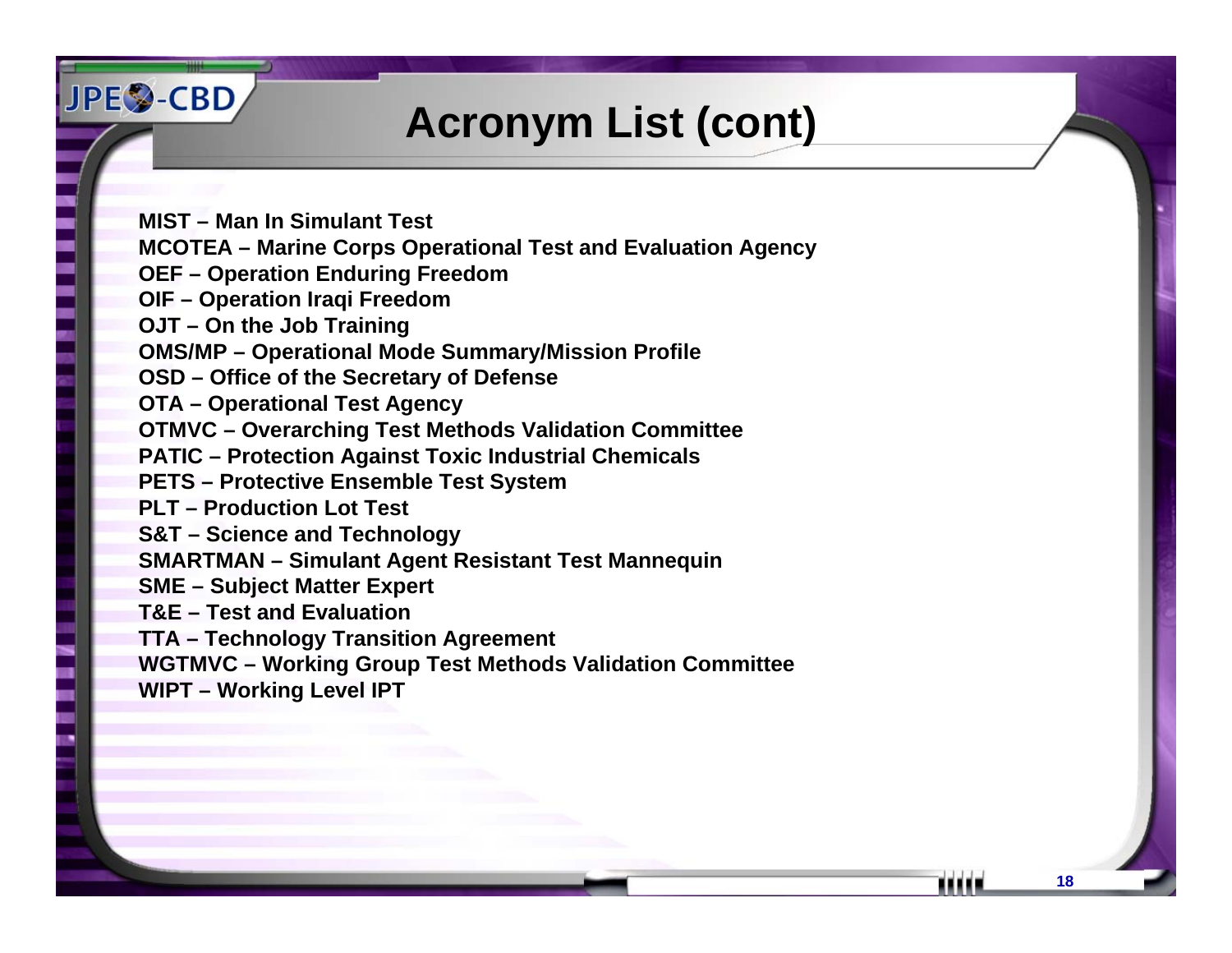# Acronym List (cont)

**MIST – Man In Simulant Test**
**MCOTEA – Marine Corps Operational Test and Evaluation Agency**
**OEF – Operation Enduring Freedom**
**OIF – Operation Iraqi Freedom**
**OJT – On the Job Training**
**OMS/MP – Operational Mode Summary/Mission Profile**
**OSD – Office of the Secretary of Defense**
**OTA – Operational Test Agency**
**OTMVC – Overarching Test Methods Validation Committee**
**PATIC – Protection Against Toxic Industrial Chemicals**
**PETS – Protective Ensemble Test System**
**PLT – Production Lot Test**
**S&T – Science and Technology**
**SMARTMAN – Simulant Agent Resistant Test Mannequin**
**SME – Subject Matter Expert**
**T&E – Test and Evaluation**
**TTA – Technology Transition Agreement**
**WGTMVC – Working Group Test Methods Validation Committee**
**WIPT – Working Level IPT**